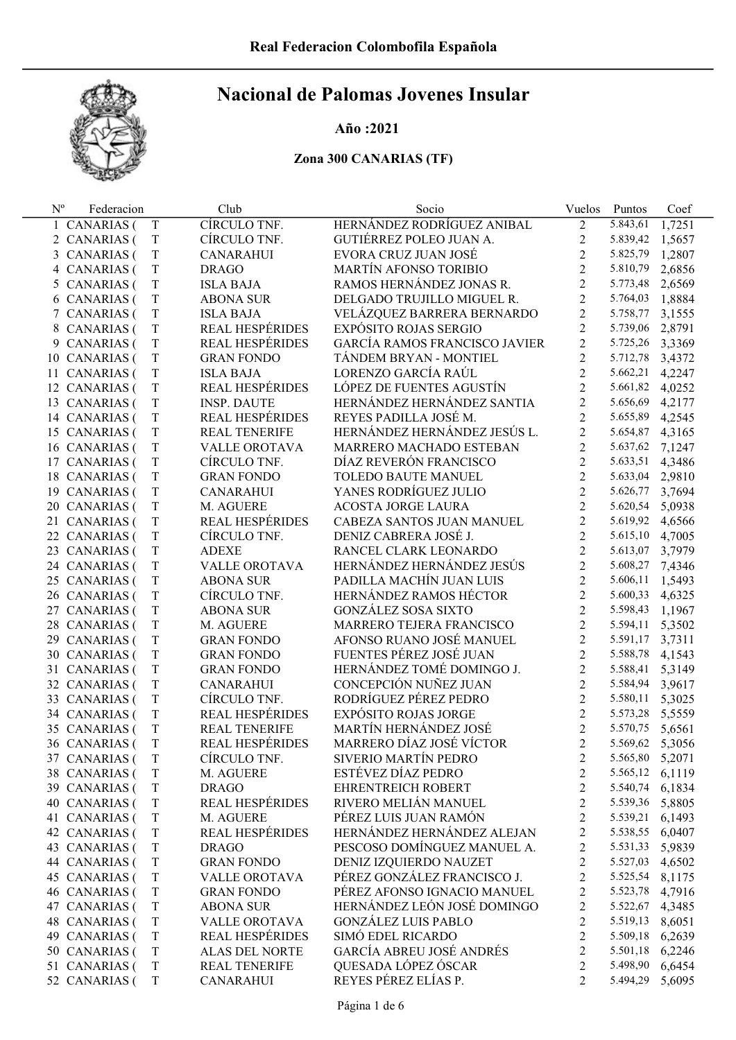Real Federacion Colombofila Española

# Nacional de Palomas Jovenes Insular

**Año :2021**

**Zona 300 CANARIAS (TF)**

| Nº | Federacion | | Club | Socio | Vuelos | Puntos | Coef |
|---|---|---|---|---|---|---|---|
| 1 | CANARIAS ( | T | CÍRCULO TNF. | HERNÁNDEZ RODRÍGUEZ ANIBAL | 2 | 5.843,61 | 1,7251 |
| 2 | CANARIAS ( | T | CÍRCULO TNF. | GUTIÉRREZ POLEO JUAN A. | 2 | 5.839,42 | 1,5657 |
| 3 | CANARIAS ( | T | CANARAHUI | EVORA CRUZ JUAN JOSÉ | 2 | 5.825,79 | 1,2807 |
| 4 | CANARIAS ( | T | DRAGO | MARTÍN AFONSO TORIBIO | 2 | 5.810,79 | 2,6856 |
| 5 | CANARIAS ( | T | ISLA BAJA | RAMOS HERNÁNDEZ JONAS R. | 2 | 5.773,48 | 2,6569 |
| 6 | CANARIAS ( | T | ABONA SUR | DELGADO TRUJILLO MIGUEL R. | 2 | 5.764,03 | 1,8884 |
| 7 | CANARIAS ( | T | ISLA BAJA | VELÁZQUEZ BARRERA BERNARDO | 2 | 5.758,77 | 3,1555 |
| 8 | CANARIAS ( | T | REAL HESPÉRIDES | EXPÓSITO ROJAS SERGIO | 2 | 5.739,06 | 2,8791 |
| 9 | CANARIAS ( | T | REAL HESPÉRIDES | GARCÍA RAMOS FRANCISCO JAVIER | 2 | 5.725,26 | 3,3369 |
| 10 | CANARIAS ( | T | GRAN FONDO | TÁNDEM BRYAN - MONTIEL | 2 | 5.712,78 | 3,4372 |
| 11 | CANARIAS ( | T | ISLA BAJA | LORENZO GARCÍA RAÚL | 2 | 5.662,21 | 4,2247 |
| 12 | CANARIAS ( | T | REAL HESPÉRIDES | LÓPEZ DE FUENTES AGUSTÍN | 2 | 5.661,82 | 4,0252 |
| 13 | CANARIAS ( | T | INSP. DAUTE | HERNÁNDEZ HERNÁNDEZ SANTIA | 2 | 5.656,69 | 4,2177 |
| 14 | CANARIAS ( | T | REAL HESPÉRIDES | REYES PADILLA JOSÉ M. | 2 | 5.655,89 | 4,2545 |
| 15 | CANARIAS ( | T | REAL TENERIFE | HERNÁNDEZ HERNÁNDEZ JESÚS L. | 2 | 5.654,87 | 4,3165 |
| 16 | CANARIAS ( | T | VALLE OROTAVA | MARRERO MACHADO ESTEBAN | 2 | 5.637,62 | 7,1247 |
| 17 | CANARIAS ( | T | CÍRCULO TNF. | DÍAZ REVERÓN FRANCISCO | 2 | 5.633,51 | 4,3486 |
| 18 | CANARIAS ( | T | GRAN FONDO | TOLEDO BAUTE MANUEL | 2 | 5.633,04 | 2,9810 |
| 19 | CANARIAS ( | T | CANARAHUI | YANES RODRÍGUEZ JULIO | 2 | 5.626,77 | 3,7694 |
| 20 | CANARIAS ( | T | M. AGUERE | ACOSTA JORGE LAURA | 2 | 5.620,54 | 5,0938 |
| 21 | CANARIAS ( | T | REAL HESPÉRIDES | CABEZA SANTOS JUAN MANUEL | 2 | 5.619,92 | 4,6566 |
| 22 | CANARIAS ( | T | CÍRCULO TNF. | DENIZ CABRERA JOSÉ J. | 2 | 5.615,10 | 4,7005 |
| 23 | CANARIAS ( | T | ADEXE | RANCEL CLARK LEONARDO | 2 | 5.613,07 | 3,7979 |
| 24 | CANARIAS ( | T | VALLE OROTAVA | HERNÁNDEZ HERNÁNDEZ JESÚS | 2 | 5.608,27 | 7,4346 |
| 25 | CANARIAS ( | T | ABONA SUR | PADILLA MACHÍN JUAN LUIS | 2 | 5.606,11 | 1,5493 |
| 26 | CANARIAS ( | T | CÍRCULO TNF. | HERNÁNDEZ RAMOS HÉCTOR | 2 | 5.600,33 | 4,6325 |
| 27 | CANARIAS ( | T | ABONA SUR | GONZÁLEZ SOSA SIXTO | 2 | 5.598,43 | 1,1967 |
| 28 | CANARIAS ( | T | M. AGUERE | MARRERO TEJERA FRANCISCO | 2 | 5.594,11 | 5,3502 |
| 29 | CANARIAS ( | T | GRAN FONDO | AFONSO RUANO JOSÉ MANUEL | 2 | 5.591,17 | 3,7311 |
| 30 | CANARIAS ( | T | GRAN FONDO | FUENTES PÉREZ JOSÉ JUAN | 2 | 5.588,78 | 4,1543 |
| 31 | CANARIAS ( | T | GRAN FONDO | HERNÁNDEZ TOMÉ DOMINGO J. | 2 | 5.588,41 | 5,3149 |
| 32 | CANARIAS ( | T | CANARAHUI | CONCEPCIÓN NUÑEZ JUAN | 2 | 5.584,94 | 3,9617 |
| 33 | CANARIAS ( | T | CÍRCULO TNF. | RODRÍGUEZ PÉREZ PEDRO | 2 | 5.580,11 | 5,3025 |
| 34 | CANARIAS ( | T | REAL HESPÉRIDES | EXPÓSITO ROJAS JORGE | 2 | 5.573,28 | 5,5559 |
| 35 | CANARIAS ( | T | REAL TENERIFE | MARTÍN HERNÁNDEZ JOSÉ | 2 | 5.570,75 | 5,6561 |
| 36 | CANARIAS ( | T | REAL HESPÉRIDES | MARRERO DÍAZ JOSÉ VÍCTOR | 2 | 5.569,62 | 5,3056 |
| 37 | CANARIAS ( | T | CÍRCULO TNF. | SIVERIO MARTÍN PEDRO | 2 | 5.565,80 | 5,2071 |
| 38 | CANARIAS ( | T | M. AGUERE | ESTÉVEZ DÍAZ PEDRO | 2 | 5.565,12 | 6,1119 |
| 39 | CANARIAS ( | T | DRAGO | EHRENTREICH ROBERT | 2 | 5.540,74 | 6,1834 |
| 40 | CANARIAS ( | T | REAL HESPÉRIDES | RIVERO MELIÁN MANUEL | 2 | 5.539,36 | 5,8805 |
| 41 | CANARIAS ( | T | M. AGUERE | PÉREZ LUIS JUAN RAMÓN | 2 | 5.539,21 | 6,1493 |
| 42 | CANARIAS ( | T | REAL HESPÉRIDES | HERNÁNDEZ HERNÁNDEZ ALEJAN | 2 | 5.538,55 | 6,0407 |
| 43 | CANARIAS ( | T | DRAGO | PESCOSO DOMÍNGUEZ MANUEL A. | 2 | 5.531,33 | 5,9839 |
| 44 | CANARIAS ( | T | GRAN FONDO | DENIZ IZQUIERDO NAUZET | 2 | 5.527,03 | 4,6502 |
| 45 | CANARIAS ( | T | VALLE OROTAVA | PÉREZ GONZÁLEZ FRANCISCO J. | 2 | 5.525,54 | 8,1175 |
| 46 | CANARIAS ( | T | GRAN FONDO | PÉREZ AFONSO IGNACIO MANUEL | 2 | 5.523,78 | 4,7916 |
| 47 | CANARIAS ( | T | ABONA SUR | HERNÁNDEZ LEÓN JOSÉ DOMINGO | 2 | 5.522,67 | 4,3485 |
| 48 | CANARIAS ( | T | VALLE OROTAVA | GONZÁLEZ LUIS PABLO | 2 | 5.519,13 | 8,6051 |
| 49 | CANARIAS ( | T | REAL HESPÉRIDES | SIMÓ EDEL RICARDO | 2 | 5.509,18 | 6,2639 |
| 50 | CANARIAS ( | T | ALAS DEL NORTE | GARCÍA ABREU JOSÉ ANDRÉS | 2 | 5.501,18 | 6,2246 |
| 51 | CANARIAS ( | T | REAL TENERIFE | QUESADA LÓPEZ ÓSCAR | 2 | 5.498,90 | 6,6454 |
| 52 | CANARIAS ( | T | CANARAHUI | REYES PÉREZ ELÍAS P. | 2 | 5.494,29 | 5,6095 |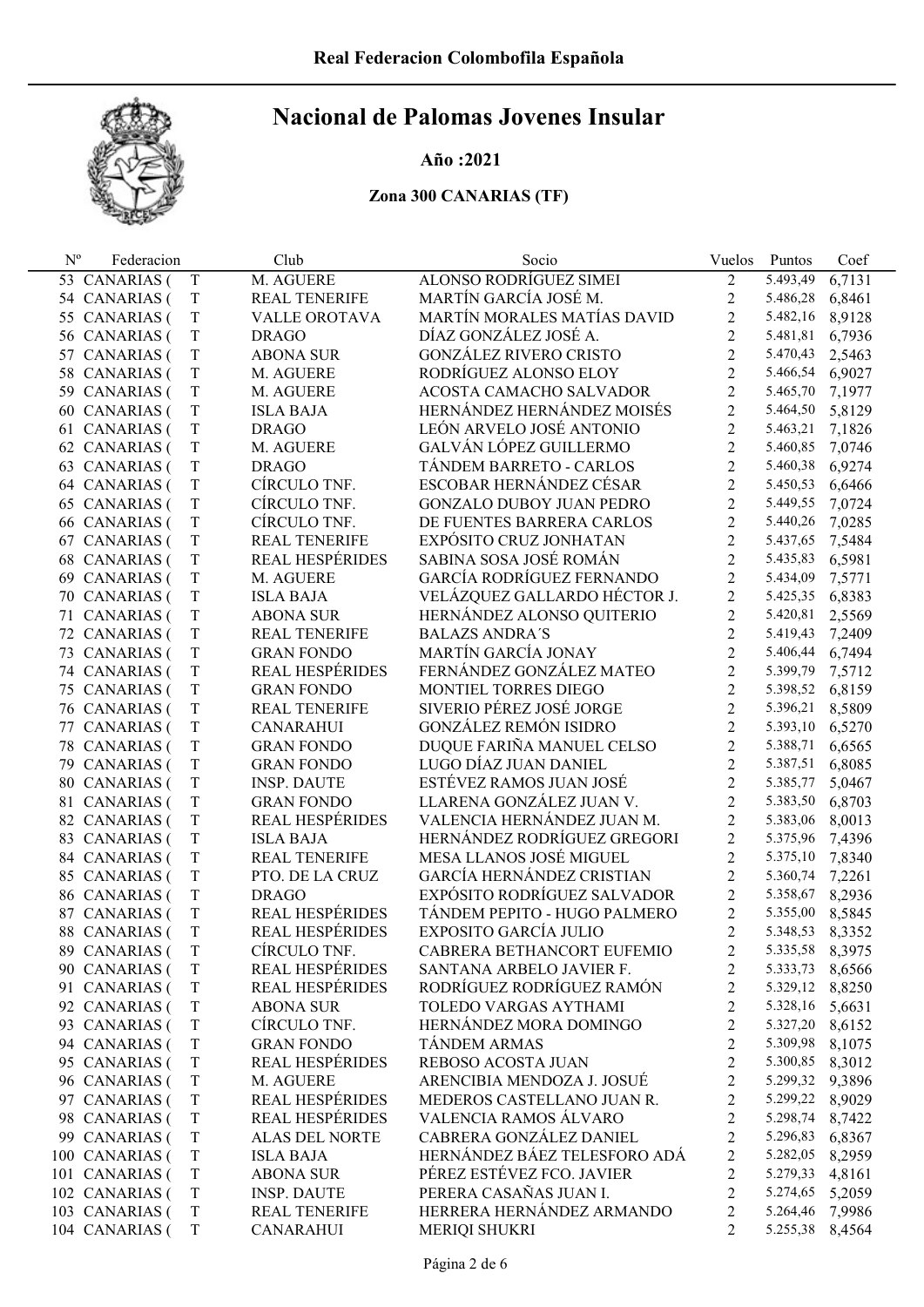# Nacional de Palomas Jovenes Insular

### Año :2021

### Zona 300 CANARIAS (TF)

| Nº | Federacion | | Club | Socio | Vuelos | Puntos | Coef |
|---|---|---|---|---|---|---|---|
| 53 | CANARIAS ( | T | M. AGUERE | ALONSO RODRÍGUEZ SIMEI | 2 | 5.493,49 | 6,7131 |
| 54 | CANARIAS ( | T | REAL TENERIFE | MARTÍN GARCÍA JOSÉ M. | 2 | 5.486,28 | 6,8461 |
| 55 | CANARIAS ( | T | VALLE OROTAVA | MARTÍN MORALES MATÍAS DAVID | 2 | 5.482,16 | 8,9128 |
| 56 | CANARIAS ( | T | DRAGO | DÍAZ GONZÁLEZ JOSÉ A. | 2 | 5.481,81 | 6,7936 |
| 57 | CANARIAS ( | T | ABONA SUR | GONZÁLEZ RIVERO CRISTO | 2 | 5.470,43 | 2,5463 |
| 58 | CANARIAS ( | T | M. AGUERE | RODRÍGUEZ ALONSO ELOY | 2 | 5.466,54 | 6,9027 |
| 59 | CANARIAS ( | T | M. AGUERE | ACOSTA CAMACHO SALVADOR | 2 | 5.465,70 | 7,1977 |
| 60 | CANARIAS ( | T | ISLA BAJA | HERNÁNDEZ HERNÁNDEZ MOISÉS | 2 | 5.464,50 | 5,8129 |
| 61 | CANARIAS ( | T | DRAGO | LEÓN ARVELO JOSÉ ANTONIO | 2 | 5.463,21 | 7,1826 |
| 62 | CANARIAS ( | T | M. AGUERE | GALVÁN LÓPEZ GUILLERMO | 2 | 5.460,85 | 7,0746 |
| 63 | CANARIAS ( | T | DRAGO | TÁNDEM BARRETO - CARLOS | 2 | 5.460,38 | 6,9274 |
| 64 | CANARIAS ( | T | CÍRCULO TNF. | ESCOBAR HERNÁNDEZ CÉSAR | 2 | 5.450,53 | 6,6466 |
| 65 | CANARIAS ( | T | CÍRCULO TNF. | GONZALO DUBOY JUAN PEDRO | 2 | 5.449,55 | 7,0724 |
| 66 | CANARIAS ( | T | CÍRCULO TNF. | DE FUENTES BARRERA CARLOS | 2 | 5.440,26 | 7,0285 |
| 67 | CANARIAS ( | T | REAL TENERIFE | EXPÓSITO CRUZ JONHATAN | 2 | 5.437,65 | 7,5484 |
| 68 | CANARIAS ( | T | REAL HESPÉRIDES | SABINA SOSA JOSÉ ROMÁN | 2 | 5.435,83 | 6,5981 |
| 69 | CANARIAS ( | T | M. AGUERE | GARCÍA RODRÍGUEZ FERNANDO | 2 | 5.434,09 | 7,5771 |
| 70 | CANARIAS ( | T | ISLA BAJA | VELÁZQUEZ GALLARDO HÉCTOR J. | 2 | 5.425,35 | 6,8383 |
| 71 | CANARIAS ( | T | ABONA SUR | HERNÁNDEZ ALONSO QUITERIO | 2 | 5.420,81 | 2,5569 |
| 72 | CANARIAS ( | T | REAL TENERIFE | BALAZS ANDRA´S | 2 | 5.419,43 | 7,2409 |
| 73 | CANARIAS ( | T | GRAN FONDO | MARTÍN GARCÍA JONAY | 2 | 5.406,44 | 6,7494 |
| 74 | CANARIAS ( | T | REAL HESPÉRIDES | FERNÁNDEZ GONZÁLEZ MATEO | 2 | 5.399,79 | 7,5712 |
| 75 | CANARIAS ( | T | GRAN FONDO | MONTIEL TORRES DIEGO | 2 | 5.398,52 | 6,8159 |
| 76 | CANARIAS ( | T | REAL TENERIFE | SIVERIO PÉREZ JOSÉ JORGE | 2 | 5.396,21 | 8,5809 |
| 77 | CANARIAS ( | T | CANARAHUI | GONZÁLEZ REMÓN ISIDRO | 2 | 5.393,10 | 6,5270 |
| 78 | CANARIAS ( | T | GRAN FONDO | DUQUE FARIÑA MANUEL CELSO | 2 | 5.388,71 | 6,6565 |
| 79 | CANARIAS ( | T | GRAN FONDO | LUGO DÍAZ JUAN DANIEL | 2 | 5.387,51 | 6,8085 |
| 80 | CANARIAS ( | T | INSP. DAUTE | ESTÉVEZ RAMOS JUAN JOSÉ | 2 | 5.385,77 | 5,0467 |
| 81 | CANARIAS ( | T | GRAN FONDO | LLARENA GONZÁLEZ JUAN V. | 2 | 5.383,50 | 6,8703 |
| 82 | CANARIAS ( | T | REAL HESPÉRIDES | VALENCIA HERNÁNDEZ JUAN M. | 2 | 5.383,06 | 8,0013 |
| 83 | CANARIAS ( | T | ISLA BAJA | HERNÁNDEZ RODRÍGUEZ GREGORI | 2 | 5.375,96 | 7,4396 |
| 84 | CANARIAS ( | T | REAL TENERIFE | MESA LLANOS JOSÉ MIGUEL | 2 | 5.375,10 | 7,8340 |
| 85 | CANARIAS ( | T | PTO. DE LA CRUZ | GARCÍA HERNÁNDEZ CRISTIAN | 2 | 5.360,74 | 7,2261 |
| 86 | CANARIAS ( | T | DRAGO | EXPÓSITO RODRÍGUEZ SALVADOR | 2 | 5.358,67 | 8,2936 |
| 87 | CANARIAS ( | T | REAL HESPÉRIDES | TÁNDEM PEPITO - HUGO PALMERO | 2 | 5.355,00 | 8,5845 |
| 88 | CANARIAS ( | T | REAL HESPÉRIDES | EXPOSITO GARCÍA JULIO | 2 | 5.348,53 | 8,3352 |
| 89 | CANARIAS ( | T | CÍRCULO TNF. | CABRERA BETHANCORT EUFEMIO | 2 | 5.335,58 | 8,3975 |
| 90 | CANARIAS ( | T | REAL HESPÉRIDES | SANTANA ARBELO JAVIER F. | 2 | 5.333,73 | 8,6566 |
| 91 | CANARIAS ( | T | REAL HESPÉRIDES | RODRÍGUEZ RODRÍGUEZ RAMÓN | 2 | 5.329,12 | 8,8250 |
| 92 | CANARIAS ( | T | ABONA SUR | TOLEDO VARGAS AYTHAMI | 2 | 5.328,16 | 5,6631 |
| 93 | CANARIAS ( | T | CÍRCULO TNF. | HERNÁNDEZ MORA DOMINGO | 2 | 5.327,20 | 8,6152 |
| 94 | CANARIAS ( | T | GRAN FONDO | TÁNDEM ARMAS | 2 | 5.309,98 | 8,1075 |
| 95 | CANARIAS ( | T | REAL HESPÉRIDES | REBOSO ACOSTA JUAN | 2 | 5.300,85 | 8,3012 |
| 96 | CANARIAS ( | T | M. AGUERE | ARENCIBIA MENDOZA J. JOSUÉ | 2 | 5.299,32 | 9,3896 |
| 97 | CANARIAS ( | T | REAL HESPÉRIDES | MEDEROS CASTELLANO JUAN R. | 2 | 5.299,22 | 8,9029 |
| 98 | CANARIAS ( | T | REAL HESPÉRIDES | VALENCIA RAMOS ÁLVARO | 2 | 5.298,74 | 8,7422 |
| 99 | CANARIAS ( | T | ALAS DEL NORTE | CABRERA GONZÁLEZ DANIEL | 2 | 5.296,83 | 6,8367 |
| 100 | CANARIAS ( | T | ISLA BAJA | HERNÁNDEZ BÁEZ TELESFORO ADÁ | 2 | 5.282,05 | 8,2959 |
| 101 | CANARIAS ( | T | ABONA SUR | PÉREZ ESTÉVEZ FCO. JAVIER | 2 | 5.279,33 | 4,8161 |
| 102 | CANARIAS ( | T | INSP. DAUTE | PERERA CASAÑAS JUAN I. | 2 | 5.274,65 | 5,2059 |
| 103 | CANARIAS ( | T | REAL TENERIFE | HERRERA HERNÁNDEZ ARMANDO | 2 | 5.264,46 | 7,9986 |
| 104 | CANARIAS ( | T | CANARAHUI | MERIQI SHUKRI | 2 | 5.255,38 | 8,4564 |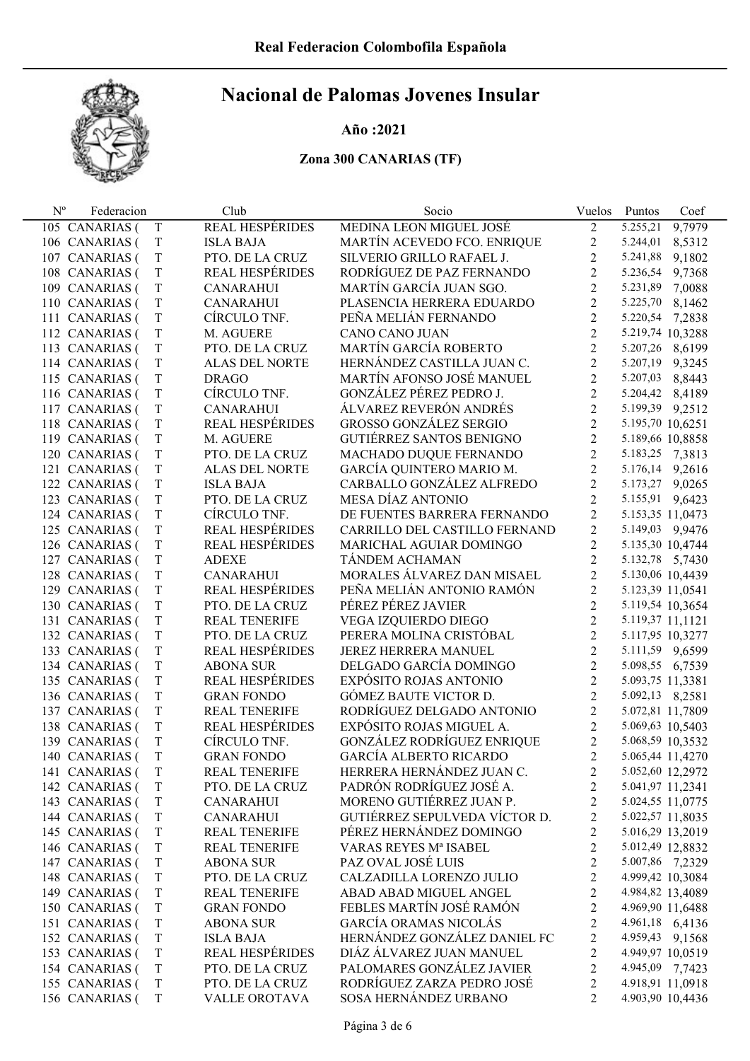# Real Federacion Colombofila Española

## Nacional de Palomas Jovenes Insular

### Año :2021

### Zona 300 CANARIAS (TF)

| Nº | Federacion | | Club | Socio | Vuelos | Puntos | Coef |
|---|---|---|---|---|---|---|---|
| 105 | CANARIAS ( | T | REAL HESPÉRIDES | MEDINA LEON MIGUEL JOSÉ | 2 | 5.255,21 | 9,7979 |
| 106 | CANARIAS ( | T | ISLA BAJA | MARTÍN ACEVEDO FCO. ENRIQUE | 2 | 5.244,01 | 8,5312 |
| 107 | CANARIAS ( | T | PTO. DE LA CRUZ | SILVERIO GRILLO RAFAEL J. | 2 | 5.241,88 | 9,1802 |
| 108 | CANARIAS ( | T | REAL HESPÉRIDES | RODRÍGUEZ DE PAZ FERNANDO | 2 | 5.236,54 | 9,7368 |
| 109 | CANARIAS ( | T | CANARAHUI | MARTÍN GARCÍA JUAN SGO. | 2 | 5.231,89 | 7,0088 |
| 110 | CANARIAS ( | T | CANARAHUI | PLASENCIA HERRERA EDUARDO | 2 | 5.225,70 | 8,1462 |
| 111 | CANARIAS ( | T | CÍRCULO TNF. | PEÑA MELIÁN FERNANDO | 2 | 5.220,54 | 7,2838 |
| 112 | CANARIAS ( | T | M. AGUERE | CANO CANO JUAN | 2 | 5.219,74 | 10,3288 |
| 113 | CANARIAS ( | T | PTO. DE LA CRUZ | MARTÍN GARCÍA ROBERTO | 2 | 5.207,26 | 8,6199 |
| 114 | CANARIAS ( | T | ALAS DEL NORTE | HERNÁNDEZ CASTILLA JUAN C. | 2 | 5.207,19 | 9,3245 |
| 115 | CANARIAS ( | T | DRAGO | MARTÍN AFONSO JOSÉ MANUEL | 2 | 5.207,03 | 8,8443 |
| 116 | CANARIAS ( | T | CÍRCULO TNF. | GONZÁLEZ PÉREZ PEDRO J. | 2 | 5.204,42 | 8,4189 |
| 117 | CANARIAS ( | T | CANARAHUI | ÁLVAREZ REVERÓN ANDRÉS | 2 | 5.199,39 | 9,2512 |
| 118 | CANARIAS ( | T | REAL HESPÉRIDES | GROSSO GONZÁLEZ SERGIO | 2 | 5.195,70 | 10,6251 |
| 119 | CANARIAS ( | T | M. AGUERE | GUTIÉRREZ SANTOS BENIGNO | 2 | 5.189,66 | 10,8858 |
| 120 | CANARIAS ( | T | PTO. DE LA CRUZ | MACHADO DUQUE FERNANDO | 2 | 5.183,25 | 7,3813 |
| 121 | CANARIAS ( | T | ALAS DEL NORTE | GARCÍA QUINTERO MARIO M. | 2 | 5.176,14 | 9,2616 |
| 122 | CANARIAS ( | T | ISLA BAJA | CARBALLO GONZÁLEZ ALFREDO | 2 | 5.173,27 | 9,0265 |
| 123 | CANARIAS ( | T | PTO. DE LA CRUZ | MESA DÍAZ ANTONIO | 2 | 5.155,91 | 9,6423 |
| 124 | CANARIAS ( | T | CÍRCULO TNF. | DE FUENTES BARRERA FERNANDO | 2 | 5.153,35 | 11,0473 |
| 125 | CANARIAS ( | T | REAL HESPÉRIDES | CARRILLO DEL CASTILLO FERNAND | 2 | 5.149,03 | 9,9476 |
| 126 | CANARIAS ( | T | REAL HESPÉRIDES | MARICHAL AGUIAR DOMINGO | 2 | 5.135,30 | 10,4744 |
| 127 | CANARIAS ( | T | ADEXE | TÁNDEM ACHAMAN | 2 | 5.132,78 | 5,7430 |
| 128 | CANARIAS ( | T | CANARAHUI | MORALES ÁLVAREZ DAN MISAEL | 2 | 5.130,06 | 10,4439 |
| 129 | CANARIAS ( | T | REAL HESPÉRIDES | PEÑA MELIÁN ANTONIO RAMÓN | 2 | 5.123,39 | 11,0541 |
| 130 | CANARIAS ( | T | PTO. DE LA CRUZ | PÉREZ PÉREZ JAVIER | 2 | 5.119,54 | 10,3654 |
| 131 | CANARIAS ( | T | REAL TENERIFE | VEGA IZQUIERDO DIEGO | 2 | 5.119,37 | 11,1121 |
| 132 | CANARIAS ( | T | PTO. DE LA CRUZ | PERERA MOLINA CRISTÓBAL | 2 | 5.117,95 | 10,3277 |
| 133 | CANARIAS ( | T | REAL HESPÉRIDES | JEREZ HERRERA MANUEL | 2 | 5.111,59 | 9,6599 |
| 134 | CANARIAS ( | T | ABONA SUR | DELGADO GARCÍA DOMINGO | 2 | 5.098,55 | 6,7539 |
| 135 | CANARIAS ( | T | REAL HESPÉRIDES | EXPÓSITO ROJAS ANTONIO | 2 | 5.093,75 | 11,3381 |
| 136 | CANARIAS ( | T | GRAN FONDO | GÓMEZ BAUTE VICTOR D. | 2 | 5.092,13 | 8,2581 |
| 137 | CANARIAS ( | T | REAL TENERIFE | RODRÍGUEZ DELGADO ANTONIO | 2 | 5.072,81 | 11,7809 |
| 138 | CANARIAS ( | T | REAL HESPÉRIDES | EXPÓSITO ROJAS MIGUEL A. | 2 | 5.069,63 | 10,5403 |
| 139 | CANARIAS ( | T | CÍRCULO TNF. | GONZÁLEZ RODRÍGUEZ ENRIQUE | 2 | 5.068,59 | 10,3532 |
| 140 | CANARIAS ( | T | GRAN FONDO | GARCÍA ALBERTO RICARDO | 2 | 5.065,44 | 11,4270 |
| 141 | CANARIAS ( | T | REAL TENERIFE | HERRERA HERNÁNDEZ JUAN C. | 2 | 5.052,60 | 12,2972 |
| 142 | CANARIAS ( | T | PTO. DE LA CRUZ | PADRÓN RODRÍGUEZ JOSÉ A. | 2 | 5.041,97 | 11,2341 |
| 143 | CANARIAS ( | T | CANARAHUI | MORENO GUTIÉRREZ JUAN P. | 2 | 5.024,55 | 11,0775 |
| 144 | CANARIAS ( | T | CANARAHUI | GUTIÉRREZ SEPULVEDA VÍCTOR D. | 2 | 5.022,57 | 11,8035 |
| 145 | CANARIAS ( | T | REAL TENERIFE | PÉREZ HERNÁNDEZ DOMINGO | 2 | 5.016,29 | 13,2019 |
| 146 | CANARIAS ( | T | REAL TENERIFE | VARAS REYES Mª ISABEL | 2 | 5.012,49 | 12,8832 |
| 147 | CANARIAS ( | T | ABONA SUR | PAZ OVAL JOSÉ LUIS | 2 | 5.007,86 | 7,2329 |
| 148 | CANARIAS ( | T | PTO. DE LA CRUZ | CALZADILLA LORENZO JULIO | 2 | 4.999,42 | 10,3084 |
| 149 | CANARIAS ( | T | REAL TENERIFE | ABAD ABAD MIGUEL ANGEL | 2 | 4.984,82 | 13,4089 |
| 150 | CANARIAS ( | T | GRAN FONDO | FEBLES MARTÍN JOSÉ RAMÓN | 2 | 4.969,90 | 11,6488 |
| 151 | CANARIAS ( | T | ABONA SUR | GARCÍA ORAMAS NICOLÁS | 2 | 4.961,18 | 6,4136 |
| 152 | CANARIAS ( | T | ISLA BAJA | HERNÁNDEZ GONZÁLEZ DANIEL FC | 2 | 4.959,43 | 9,1568 |
| 153 | CANARIAS ( | T | REAL HESPÉRIDES | DIÁZ ÁLVAREZ JUAN MANUEL | 2 | 4.949,97 | 10,0519 |
| 154 | CANARIAS ( | T | PTO. DE LA CRUZ | PALOMARES GONZÁLEZ JAVIER | 2 | 4.945,09 | 7,7423 |
| 155 | CANARIAS ( | T | PTO. DE LA CRUZ | RODRÍGUEZ ZARZA PEDRO JOSÉ | 2 | 4.918,91 | 11,0918 |
| 156 | CANARIAS ( | T | VALLE OROTAVA | SOSA HERNÁNDEZ URBANO | 2 | 4.903,90 | 10,4436 |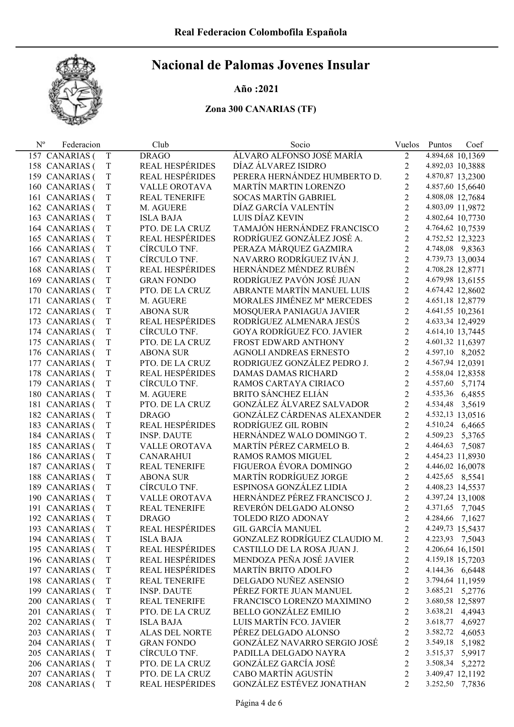# Real Federacion Colombofila Española

## Nacional de Palomas Jovenes Insular

**Año :2021**

**Zona 300 CANARIAS (TF)**

| Nº | Federacion | | Club | Socio | Vuelos | Puntos | Coef |
|---|---|---|---|---|---|---|---|
| 157 | CANARIAS ( | T | DRAGO | ÁLVARO ALFONSO JOSÉ MARÍA | 2 | 4.894,68 | 10,1369 |
| 158 | CANARIAS ( | T | REAL HESPÉRIDES | DÍAZ ÁLVAREZ ISIDRO | 2 | 4.892,03 | 10,3888 |
| 159 | CANARIAS ( | T | REAL HESPÉRIDES | PERERA HERNÁNDEZ HUMBERTO D. | 2 | 4.870,87 | 13,2300 |
| 160 | CANARIAS ( | T | VALLE OROTAVA | MARTÍN MARTIN LORENZO | 2 | 4.857,60 | 15,6640 |
| 161 | CANARIAS ( | T | REAL TENERIFE | SOCAS MARTÍN GABRIEL | 2 | 4.808,08 | 12,7684 |
| 162 | CANARIAS ( | T | M. AGUERE | DÍAZ GARCÍA VALENTÍN | 2 | 4.803,09 | 11,9872 |
| 163 | CANARIAS ( | T | ISLA BAJA | LUIS DÍAZ KEVIN | 2 | 4.802,64 | 10,7730 |
| 164 | CANARIAS ( | T | PTO. DE LA CRUZ | TAMAJÓN HERNÁNDEZ FRANCISCO | 2 | 4.764,62 | 10,7539 |
| 165 | CANARIAS ( | T | REAL HESPÉRIDES | RODRÍGUEZ GONZÁLEZ JOSÉ A. | 2 | 4.752,52 | 12,3223 |
| 166 | CANARIAS ( | T | CÍRCULO TNF. | PERAZA MÁRQUEZ GAZMIRA | 2 | 4.748,08 | 9,8363 |
| 167 | CANARIAS ( | T | CÍRCULO TNF. | NAVARRO RODRÍGUEZ IVÁN J. | 2 | 4.739,73 | 13,0034 |
| 168 | CANARIAS ( | T | REAL HESPÉRIDES | HERNÁNDEZ MÉNDEZ RUBÉN | 2 | 4.708,28 | 12,8771 |
| 169 | CANARIAS ( | T | GRAN FONDO | RODRÍGUEZ PAVÓN JOSÉ JUAN | 2 | 4.679,98 | 13,6155 |
| 170 | CANARIAS ( | T | PTO. DE LA CRUZ | ABRANTE MARTÍN MANUEL LUIS | 2 | 4.674,42 | 12,8602 |
| 171 | CANARIAS ( | T | M. AGUERE | MORALES JIMÉNEZ Mª MERCEDES | 2 | 4.651,18 | 12,8779 |
| 172 | CANARIAS ( | T | ABONA SUR | MOSQUERA PANIAGUA JAVIER | 2 | 4.641,55 | 10,2361 |
| 173 | CANARIAS ( | T | REAL HESPÉRIDES | RODRÍGUEZ ALMENARA JESÚS | 2 | 4.633,34 | 12,4929 |
| 174 | CANARIAS ( | T | CÍRCULO TNF. | GOYA RODRÍGUEZ FCO. JAVIER | 2 | 4.614,10 | 13,7445 |
| 175 | CANARIAS ( | T | PTO. DE LA CRUZ | FROST EDWARD ANTHONY | 2 | 4.601,32 | 11,6397 |
| 176 | CANARIAS ( | T | ABONA SUR | AGNOLI ANDREAS ERNESTO | 2 | 4.597,10 | 8,2052 |
| 177 | CANARIAS ( | T | PTO. DE LA CRUZ | RODRIGUEZ GONZÁLEZ PEDRO J. | 2 | 4.567,94 | 12,0391 |
| 178 | CANARIAS ( | T | REAL HESPÉRIDES | DAMAS DAMAS RICHARD | 2 | 4.558,04 | 12,8358 |
| 179 | CANARIAS ( | T | CÍRCULO TNF. | RAMOS CARTAYA CIRIACO | 2 | 4.557,60 | 5,7174 |
| 180 | CANARIAS ( | T | M. AGUERE | BRITO SÁNCHEZ ELIÁN | 2 | 4.535,36 | 6,4855 |
| 181 | CANARIAS ( | T | PTO. DE LA CRUZ | GONZÁLEZ ÁLVAREZ SALVADOR | 2 | 4.534,48 | 3,5619 |
| 182 | CANARIAS ( | T | DRAGO | GONZÁLEZ CÁRDENAS ALEXANDER | 2 | 4.532,13 | 13,0516 |
| 183 | CANARIAS ( | T | REAL HESPÉRIDES | RODRÍGUEZ GIL ROBIN | 2 | 4.510,24 | 6,4665 |
| 184 | CANARIAS ( | T | INSP. DAUTE | HERNÁNDEZ WALO DOMINGO T. | 2 | 4.509,23 | 5,3765 |
| 185 | CANARIAS ( | T | VALLE OROTAVA | MARTÍN PÉREZ CARMELO B. | 2 | 4.464,63 | 7,5087 |
| 186 | CANARIAS ( | T | CANARAHUI | RAMOS RAMOS MIGUEL | 2 | 4.454,23 | 11,8930 |
| 187 | CANARIAS ( | T | REAL TENERIFE | FIGUEROA ÉVORA DOMINGO | 2 | 4.446,02 | 16,0078 |
| 188 | CANARIAS ( | T | ABONA SUR | MARTÍN RODRÍGUEZ JORGE | 2 | 4.425,65 | 8,5541 |
| 189 | CANARIAS ( | T | CÍRCULO TNF. | ESPINOSA GONZÁLEZ LIDIA | 2 | 4.408,23 | 14,5537 |
| 190 | CANARIAS ( | T | VALLE OROTAVA | HERNÁNDEZ PÉREZ FRANCISCO J. | 2 | 4.397,24 | 13,1008 |
| 191 | CANARIAS ( | T | REAL TENERIFE | REVERÓN DELGADO ALONSO | 2 | 4.371,65 | 7,7045 |
| 192 | CANARIAS ( | T | DRAGO | TOLEDO RIZO ADONAY | 2 | 4.284,66 | 7,1627 |
| 193 | CANARIAS ( | T | REAL HESPÉRIDES | GIL GARCÍA MANUEL | 2 | 4.249,73 | 15,5437 |
| 194 | CANARIAS ( | T | ISLA BAJA | GONZALEZ RODRÍGUEZ CLAUDIO M. | 2 | 4.223,93 | 7,5043 |
| 195 | CANARIAS ( | T | REAL HESPÉRIDES | CASTILLO DE LA ROSA JUAN J. | 2 | 4.206,64 | 16,1501 |
| 196 | CANARIAS ( | T | REAL HESPÉRIDES | MENDOZA PEÑA JOSÉ JAVIER | 2 | 4.159,18 | 15,7203 |
| 197 | CANARIAS ( | T | REAL HESPÉRIDES | MARTÍN BRITO ADOLFO | 2 | 4.144,36 | 6,6448 |
| 198 | CANARIAS ( | T | REAL TENERIFE | DELGADO NUÑEZ ASENSIO | 2 | 3.794,64 | 11,1959 |
| 199 | CANARIAS ( | T | INSP. DAUTE | PÉREZ FORTE JUAN MANUEL | 2 | 3.685,21 | 5,2776 |
| 200 | CANARIAS ( | T | REAL TENERIFE | FRANCISCO LORENZO MAXIMINO | 2 | 3.680,58 | 12,5897 |
| 201 | CANARIAS ( | T | PTO. DE LA CRUZ | BELLO GONZÁLEZ EMILIO | 2 | 3.638,21 | 4,4943 |
| 202 | CANARIAS ( | T | ISLA BAJA | LUIS MARTÍN FCO. JAVIER | 2 | 3.618,77 | 4,6927 |
| 203 | CANARIAS ( | T | ALAS DEL NORTE | PÉREZ DELGADO ALONSO | 2 | 3.582,72 | 4,6053 |
| 204 | CANARIAS ( | T | GRAN FONDO | GONZÁLEZ NAVARRO SERGIO JOSÉ | 2 | 3.549,18 | 5,1982 |
| 205 | CANARIAS ( | T | CÍRCULO TNF. | PADILLA DELGADO NAYRA | 2 | 3.515,37 | 5,9917 |
| 206 | CANARIAS ( | T | PTO. DE LA CRUZ | GONZÁLEZ GARCÍA JOSÉ | 2 | 3.508,34 | 5,2272 |
| 207 | CANARIAS ( | T | PTO. DE LA CRUZ | CABO MARTÍN AGUSTÍN | 2 | 3.409,47 | 12,1192 |
| 208 | CANARIAS ( | T | REAL HESPÉRIDES | GONZÁLEZ ESTÉVEZ JONATHAN | 2 | 3.252,50 | 7,7836 |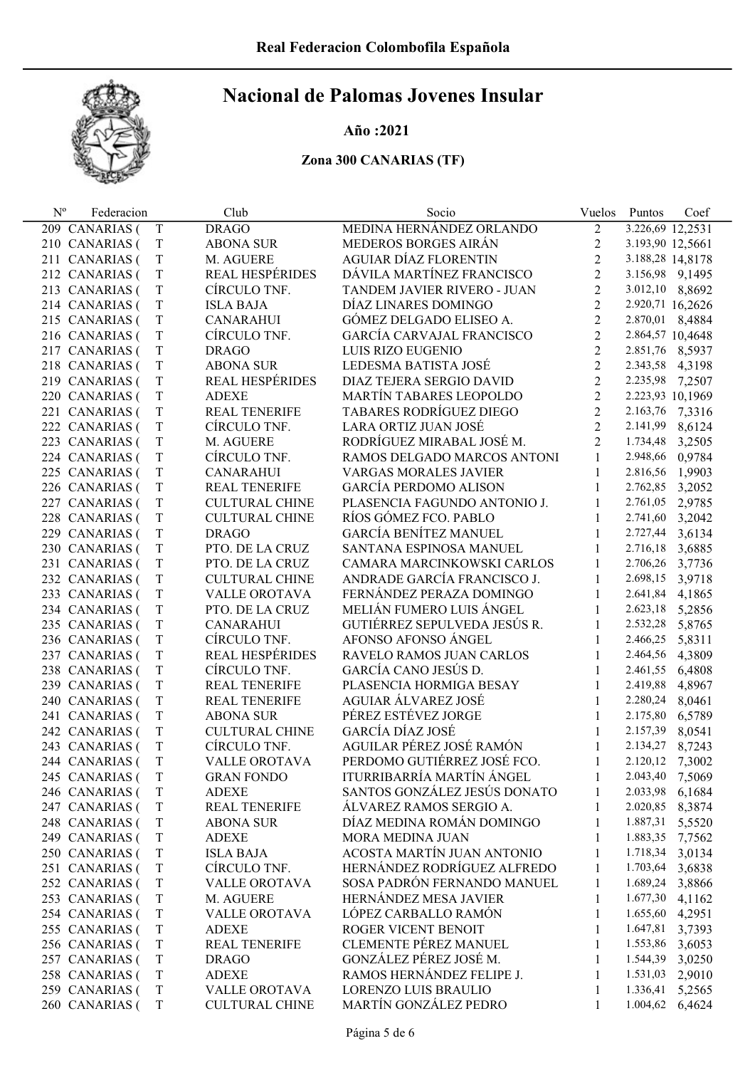# Real Federacion Colombofila Española

## Nacional de Palomas Jovenes Insular

### Año :2021

### Zona 300 CANARIAS (TF)

| Nº | Federacion | | Club | Socio | Vuelos | Puntos | Coef |
|---|---|---|---|---|---|---|---|
| 209 | CANARIAS ( | T | DRAGO | MEDINA HERNÁNDEZ ORLANDO | 2 | 3.226,69 | 12,2531 |
| 210 | CANARIAS ( | T | ABONA SUR | MEDEROS BORGES AIRÁN | 2 | 3.193,90 | 12,5661 |
| 211 | CANARIAS ( | T | M. AGUERE | AGUIAR DÍAZ FLORENTIN | 2 | 3.188,28 | 14,8178 |
| 212 | CANARIAS ( | T | REAL HESPÉRIDES | DÁVILA MARTÍNEZ FRANCISCO | 2 | 3.156,98 | 9,1495 |
| 213 | CANARIAS ( | T | CÍRCULO TNF. | TANDEM JAVIER RIVERO - JUAN | 2 | 3.012,10 | 8,8692 |
| 214 | CANARIAS ( | T | ISLA BAJA | DÍAZ LINARES DOMINGO | 2 | 2.920,71 | 16,2626 |
| 215 | CANARIAS ( | T | CANARAHUI | GÓMEZ DELGADO ELISEO A. | 2 | 2.870,01 | 8,4884 |
| 216 | CANARIAS ( | T | CÍRCULO TNF. | GARCÍA CARVAJAL FRANCISCO | 2 | 2.864,57 | 10,4648 |
| 217 | CANARIAS ( | T | DRAGO | LUIS RIZO EUGENIO | 2 | 2.851,76 | 8,5937 |
| 218 | CANARIAS ( | T | ABONA SUR | LEDESMA BATISTA JOSÉ | 2 | 2.343,58 | 4,3198 |
| 219 | CANARIAS ( | T | REAL HESPÉRIDES | DIAZ TEJERA SERGIO DAVID | 2 | 2.235,98 | 7,2507 |
| 220 | CANARIAS ( | T | ADEXE | MARTÍN TABARES LEOPOLDO | 2 | 2.223,93 | 10,1969 |
| 221 | CANARIAS ( | T | REAL TENERIFE | TABARES RODRÍGUEZ DIEGO | 2 | 2.163,76 | 7,3316 |
| 222 | CANARIAS ( | T | CÍRCULO TNF. | LARA ORTIZ JUAN JOSÉ | 2 | 2.141,99 | 8,6124 |
| 223 | CANARIAS ( | T | M. AGUERE | RODRÍGUEZ MIRABAL JOSÉ M. | 2 | 1.734,48 | 3,2505 |
| 224 | CANARIAS ( | T | CÍRCULO TNF. | RAMOS DELGADO MARCOS ANTONI | 1 | 2.948,66 | 0,9784 |
| 225 | CANARIAS ( | T | CANARAHUI | VARGAS MORALES JAVIER | 1 | 2.816,56 | 1,9903 |
| 226 | CANARIAS ( | T | REAL TENERIFE | GARCÍA PERDOMO ALISON | 1 | 2.762,85 | 3,2052 |
| 227 | CANARIAS ( | T | CULTURAL CHINE | PLASENCIA FAGUNDO ANTONIO J. | 1 | 2.761,05 | 2,9785 |
| 228 | CANARIAS ( | T | CULTURAL CHINE | RÍOS GÓMEZ FCO. PABLO | 1 | 2.741,60 | 3,2042 |
| 229 | CANARIAS ( | T | DRAGO | GARCÍA BENÍTEZ MANUEL | 1 | 2.727,44 | 3,6134 |
| 230 | CANARIAS ( | T | PTO. DE LA CRUZ | SANTANA ESPINOSA MANUEL | 1 | 2.716,18 | 3,6885 |
| 231 | CANARIAS ( | T | PTO. DE LA CRUZ | CAMARA MARCINKOWSKI CARLOS | 1 | 2.706,26 | 3,7736 |
| 232 | CANARIAS ( | T | CULTURAL CHINE | ANDRADE GARCÍA FRANCISCO J. | 1 | 2.698,15 | 3,9718 |
| 233 | CANARIAS ( | T | VALLE OROTAVA | FERNÁNDEZ PERAZA DOMINGO | 1 | 2.641,84 | 4,1865 |
| 234 | CANARIAS ( | T | PTO. DE LA CRUZ | MELIÁN FUMERO LUIS ÁNGEL | 1 | 2.623,18 | 5,2856 |
| 235 | CANARIAS ( | T | CANARAHUI | GUTIÉRREZ SEPULVEDA JESÚS R. | 1 | 2.532,28 | 5,8765 |
| 236 | CANARIAS ( | T | CÍRCULO TNF. | AFONSO AFONSO ÁNGEL | 1 | 2.466,25 | 5,8311 |
| 237 | CANARIAS ( | T | REAL HESPÉRIDES | RAVELO RAMOS JUAN CARLOS | 1 | 2.464,56 | 4,3809 |
| 238 | CANARIAS ( | T | CÍRCULO TNF. | GARCÍA CANO JESÚS D. | 1 | 2.461,55 | 6,4808 |
| 239 | CANARIAS ( | T | REAL TENERIFE | PLASENCIA HORMIGA BESAY | 1 | 2.419,88 | 4,8967 |
| 240 | CANARIAS ( | T | REAL TENERIFE | AGUIAR ÁLVAREZ JOSÉ | 1 | 2.280,24 | 8,0461 |
| 241 | CANARIAS ( | T | ABONA SUR | PÉREZ ESTÉVEZ JORGE | 1 | 2.175,80 | 6,5789 |
| 242 | CANARIAS ( | T | CULTURAL CHINE | GARCÍA DÍAZ JOSÉ | 1 | 2.157,39 | 8,0541 |
| 243 | CANARIAS ( | T | CÍRCULO TNF. | AGUILAR PÉREZ JOSÉ RAMÓN | 1 | 2.134,27 | 8,7243 |
| 244 | CANARIAS ( | T | VALLE OROTAVA | PERDOMO GUTIÉRREZ JOSÉ FCO. | 1 | 2.120,12 | 7,3002 |
| 245 | CANARIAS ( | T | GRAN FONDO | ITURRIBARRÍA MARTÍN ÁNGEL | 1 | 2.043,40 | 7,5069 |
| 246 | CANARIAS ( | T | ADEXE | SANTOS GONZÁLEZ JESÚS DONATO | 1 | 2.033,98 | 6,1684 |
| 247 | CANARIAS ( | T | REAL TENERIFE | ÁLVAREZ RAMOS SERGIO A. | 1 | 2.020,85 | 8,3874 |
| 248 | CANARIAS ( | T | ABONA SUR | DÍAZ MEDINA ROMÁN DOMINGO | 1 | 1.887,31 | 5,5520 |
| 249 | CANARIAS ( | T | ADEXE | MORA MEDINA JUAN | 1 | 1.883,35 | 7,7562 |
| 250 | CANARIAS ( | T | ISLA BAJA | ACOSTA MARTÍN JUAN ANTONIO | 1 | 1.718,34 | 3,0134 |
| 251 | CANARIAS ( | T | CÍRCULO TNF. | HERNÁNDEZ RODRÍGUEZ ALFREDO | 1 | 1.703,64 | 3,6838 |
| 252 | CANARIAS ( | T | VALLE OROTAVA | SOSA PADRÓN FERNANDO MANUEL | 1 | 1.689,24 | 3,8866 |
| 253 | CANARIAS ( | T | M. AGUERE | HERNÁNDEZ MESA JAVIER | 1 | 1.677,30 | 4,1162 |
| 254 | CANARIAS ( | T | VALLE OROTAVA | LÓPEZ CARBALLO RAMÓN | 1 | 1.655,60 | 4,2951 |
| 255 | CANARIAS ( | T | ADEXE | ROGER VICENT BENOIT | 1 | 1.647,81 | 3,7393 |
| 256 | CANARIAS ( | T | REAL TENERIFE | CLEMENTE PÉREZ MANUEL | 1 | 1.553,86 | 3,6053 |
| 257 | CANARIAS ( | T | DRAGO | GONZÁLEZ PÉREZ JOSÉ M. | 1 | 1.544,39 | 3,0250 |
| 258 | CANARIAS ( | T | ADEXE | RAMOS HERNÁNDEZ FELIPE J. | 1 | 1.531,03 | 2,9010 |
| 259 | CANARIAS ( | T | VALLE OROTAVA | LORENZO LUIS BRAULIO | 1 | 1.336,41 | 5,2565 |
| 260 | CANARIAS ( | T | CULTURAL CHINE | MARTÍN GONZÁLEZ PEDRO | 1 | 1.004,62 | 6,4624 |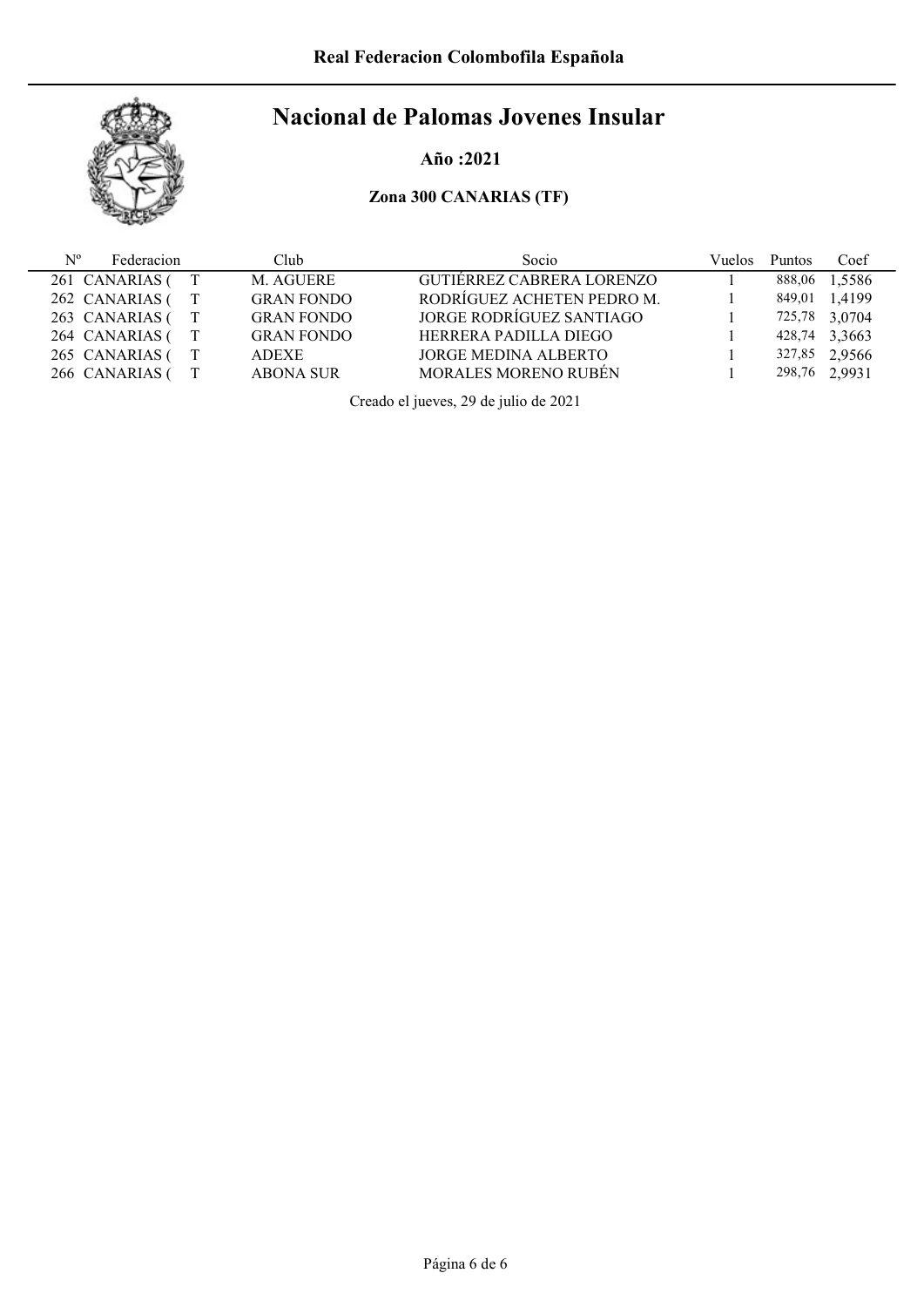**Real Federacion Colombofila Española**

# Nacional de Palomas Jovenes Insular

**Año :2021**

**Zona 300 CANARIAS (TF)**

| Nº | Federacion | Club | Socio | Vuelos | Puntos | Coef |
|---|---|---|---|---|---|---|
| 261 | CANARIAS ( T | M. AGUERE | GUTIÉRREZ CABRERA LORENZO | 1 | 888,06 | 1,5586 |
| 262 | CANARIAS ( T | GRAN FONDO | RODRÍGUEZ ACHETEN PEDRO M. | 1 | 849,01 | 1,4199 |
| 263 | CANARIAS ( T | GRAN FONDO | JORGE RODRÍGUEZ SANTIAGO | 1 | 725,78 | 3,0704 |
| 264 | CANARIAS ( T | GRAN FONDO | HERRERA PADILLA DIEGO | 1 | 428,74 | 3,3663 |
| 265 | CANARIAS ( T | ADEXE | JORGE MEDINA ALBERTO | 1 | 327,85 | 2,9566 |
| 266 | CANARIAS ( T | ABONA SUR | MORALES MORENO RUBÉN | 1 | 298,76 | 2,9931 |

Creado el jueves, 29 de julio de 2021